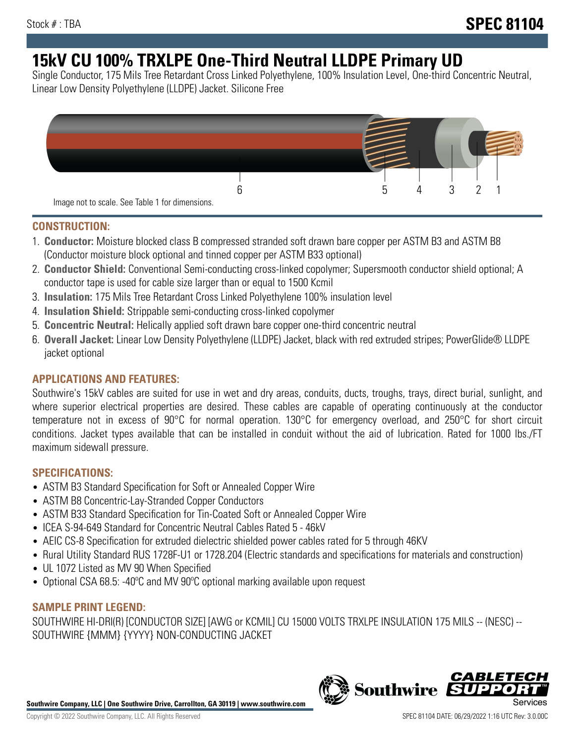Stock # : TBA

# SPEC 81104

# 15kV CU 100% TRXLPE One-Third Neutral LLDPE Primary UD

Single Conductor, 175 Mils Tree Retardant Cross Linked Polyethylene, 100% Insulation Level, One-third Concentric Neutral, Linear Low Density Polyethylene (LLDPE) Jacket. Silicone Free

6 5 4 3 2 1

Image not to scale. See Table 1 for dimensions.

## CONSTRUCTION:

1. **Conductor:** Moisture blocked class B compressed stranded soft drawn bare copper per ASTM B3 and ASTM B8 (Conductor moisture block optional and tinned copper per ASTM B33 optional)
2. **Conductor Shield:** Conventional Semi-conducting cross-linked copolymer; Supersmooth conductor shield optional; A conductor tape is used for cable size larger than or equal to 1500 Kcmil
3. **Insulation:** 175 Mils Tree Retardant Cross Linked Polyethylene 100% insulation level
4. **Insulation Shield:** Strippable semi-conducting cross-linked copolymer
5. **Concentric Neutral:** Helically applied soft drawn bare copper one-third concentric neutral
6. **Overall Jacket:** Linear Low Density Polyethylene (LLDPE) Jacket, black with red extruded stripes; PowerGlide® LLDPE jacket optional

## APPLICATIONS AND FEATURES:

Southwire's 15kV cables are suited for use in wet and dry areas, conduits, ducts, troughs, trays, direct burial, sunlight, and where superior electrical properties are desired. These cables are capable of operating continuously at the conductor temperature not in excess of 90°C for normal operation. 130°C for emergency overload, and 250°C for short circuit conditions. Jacket types available that can be installed in conduit without the aid of lubrication. Rated for 1000 lbs./FT maximum sidewall pressure.

## SPECIFICATIONS:

- ASTM B3 Standard Specification for Soft or Annealed Copper Wire
- ASTM B8 Concentric-Lay-Stranded Copper Conductors
- ASTM B33 Standard Specification for Tin-Coated Soft or Annealed Copper Wire
- ICEA S-94-649 Standard for Concentric Neutral Cables Rated 5 - 46kV
- AEIC CS-8 Specification for extruded dielectric shielded power cables rated for 5 through 46KV
- Rural Utility Standard RUS 1728F-U1 or 1728.204 (Electric standards and specifications for materials and construction)
- UL 1072 Listed as MV 90 When Specified
- Optional CSA 68.5: -40ºC and MV 90ºC optional marking available upon request

## SAMPLE PRINT LEGEND:

SOUTHWIRE HI-DRI(R) [CONDUCTOR SIZE] [AWG or KCMIL] CU 15000 VOLTS TRXLPE INSULATION 175 MILS -- (NESC) -- SOUTHWIRE {MMM} {YYYY} NON-CONDUCTING JACKET

**Southwire Company, LLC | One Southwire Drive, Carrollton, GA 30119 | www.southwire.com**

Copyright © 2022 Southwire Company, LLC. All Rights Reserved

SPEC 81104 DATE: 06/29/2022 1:16 UTC Rev: 3.0.00C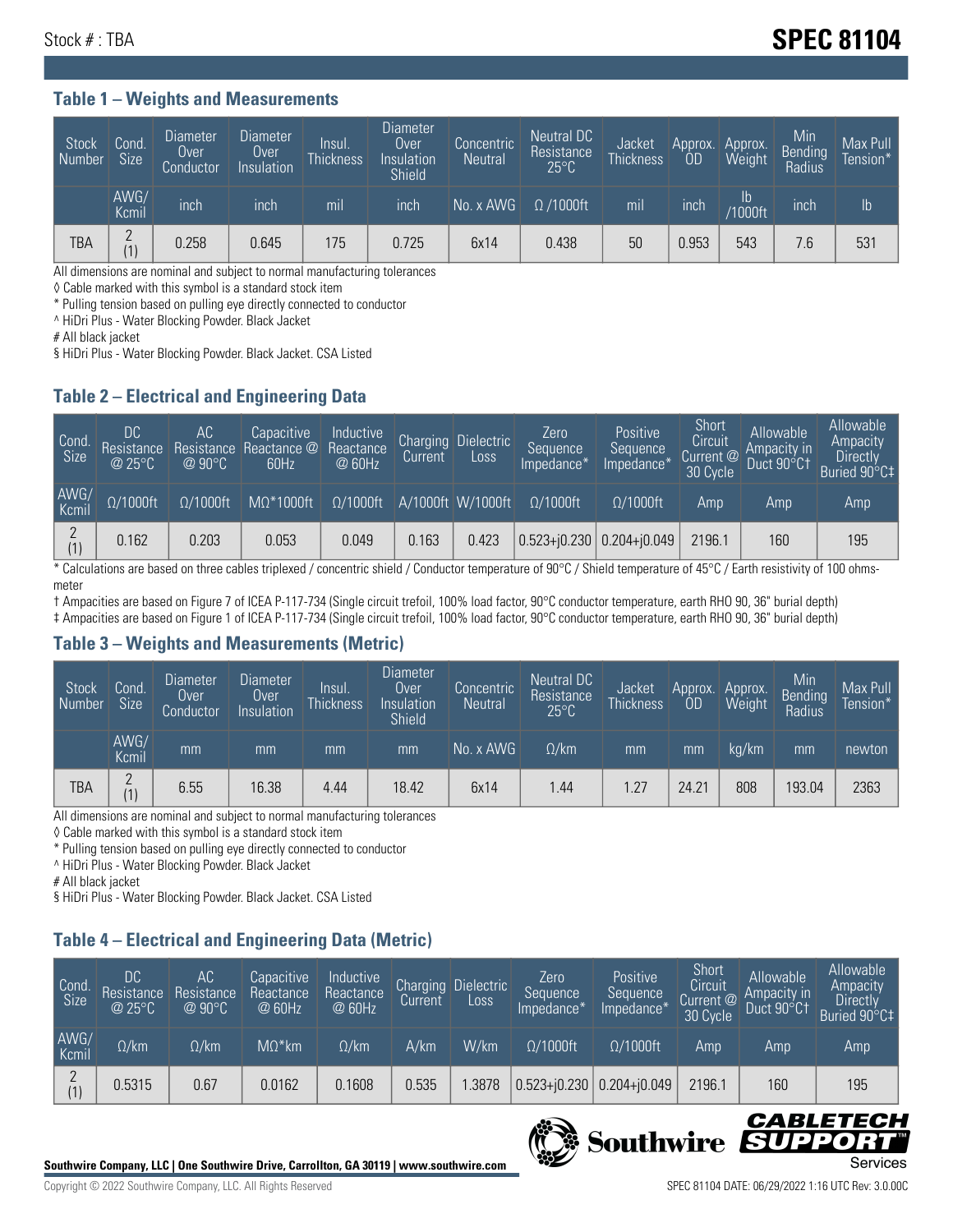Stock # : TBA

# SPEC 81104

## Table 1 – Weights and Measurements

| Stock Number | Cond. Size | Diameter Over Conductor | Diameter Over Insulation | Insul. Thickness | Diameter Over Insulation Shield | Concentric Neutral | Neutral DC Resistance 25°C | Jacket Thickness | Approx. OD | Approx. Weight | Min Bending Radius | Max Pull Tension* |
|---|---|---|---|---|---|---|---|---|---|---|---|---|
| | AWG/ Kcmil | inch | inch | mil | inch | No. x AWG | Ω /1000ft | mil | inch | lb /1000ft | inch | lb |
| TBA | 2 (1) | 0.258 | 0.645 | 175 | 0.725 | 6x14 | 0.438 | 50 | 0.953 | 543 | 7.6 | 531 |

All dimensions are nominal and subject to normal manufacturing tolerances
◊ Cable marked with this symbol is a standard stock item
* Pulling tension based on pulling eye directly connected to conductor
^ HiDri Plus - Water Blocking Powder. Black Jacket
# All black jacket
§ HiDri Plus - Water Blocking Powder. Black Jacket. CSA Listed

## Table 2 – Electrical and Engineering Data

| Cond. Size | DC Resistance @ 25°C | AC Resistance @ 90°C | Capacitive Reactance @ 60Hz | Inductive Reactance @ 60Hz | Charging Current | Dielectric Loss | Zero Sequence Impedance* | Positive Sequence Impedance* | Short Circuit Current @ 30 Cycle | Allowable Ampacity in Duct 90°C† | Allowable Ampacity Directly Buried 90°C‡ |
|---|---|---|---|---|---|---|---|---|---|---|---|
| AWG/ Kcmil | Ω/1000ft | Ω/1000ft | MΩ*1000ft | Ω/1000ft | A/1000ft | W/1000ft | Ω/1000ft | Ω/1000ft | Amp | Amp | Amp |
| 2 (1) | 0.162 | 0.203 | 0.053 | 0.049 | 0.163 | 0.423 | 0.523+j0.230 | 0.204+j0.049 | 2196.1 | 160 | 195 |

* Calculations are based on three cables triplexed / concentric shield / Conductor temperature of 90°C / Shield temperature of 45°C / Earth resistivity of 100 ohms-meter
† Ampacities are based on Figure 7 of ICEA P-117-734 (Single circuit trefoil, 100% load factor, 90°C conductor temperature, earth RHO 90, 36" burial depth)
‡ Ampacities are based on Figure 1 of ICEA P-117-734 (Single circuit trefoil, 100% load factor, 90°C conductor temperature, earth RHO 90, 36" burial depth)

## Table 3 – Weights and Measurements (Metric)

| Stock Number | Cond. Size | Diameter Over Conductor | Diameter Over Insulation | Insul. Thickness | Diameter Over Insulation Shield | Concentric Neutral | Neutral DC Resistance 25°C | Jacket Thickness | Approx. OD | Approx. Weight | Min Bending Radius | Max Pull Tension* |
|---|---|---|---|---|---|---|---|---|---|---|---|---|
| | AWG/ Kcmil | mm | mm | mm | mm | No. x AWG | Ω/km | mm | mm | kg/km | mm | newton |
| TBA | 2 (1) | 6.55 | 16.38 | 4.44 | 18.42 | 6x14 | 1.44 | 1.27 | 24.21 | 808 | 193.04 | 2363 |

All dimensions are nominal and subject to normal manufacturing tolerances
◊ Cable marked with this symbol is a standard stock item
* Pulling tension based on pulling eye directly connected to conductor
^ HiDri Plus - Water Blocking Powder. Black Jacket
# All black jacket
§ HiDri Plus - Water Blocking Powder. Black Jacket. CSA Listed

## Table 4 – Electrical and Engineering Data (Metric)

| Cond. Size | DC Resistance @ 25°C | AC Resistance @ 90°C | Capacitive Reactance @ 60Hz | Inductive Reactance @ 60Hz | Charging Current | Dielectric Loss | Zero Sequence Impedance* | Positive Sequence Impedance* | Short Circuit Current @ 30 Cycle | Allowable Ampacity in Duct 90°C† | Allowable Ampacity Directly Buried 90°C‡ |
|---|---|---|---|---|---|---|---|---|---|---|---|
| AWG/ Kcmil | Ω/km | Ω/km | MΩ*km | Ω/km | A/km | W/km | Ω/1000ft | Ω/1000ft | Amp | Amp | Amp |
| 2 (1) | 0.5315 | 0.67 | 0.0162 | 0.1608 | 0.535 | 1.3878 | 0.523+j0.230 | 0.204+j0.049 | 2196.1 | 160 | 195 |

**Southwire Company, LLC | One Southwire Drive, Carrollton, GA 30119 | www.southwire.com**

Copyright © 2022 Southwire Company, LLC. All Rights Reserved

SPEC 81104 DATE: 06/29/2022 1:16 UTC Rev: 3.0.00C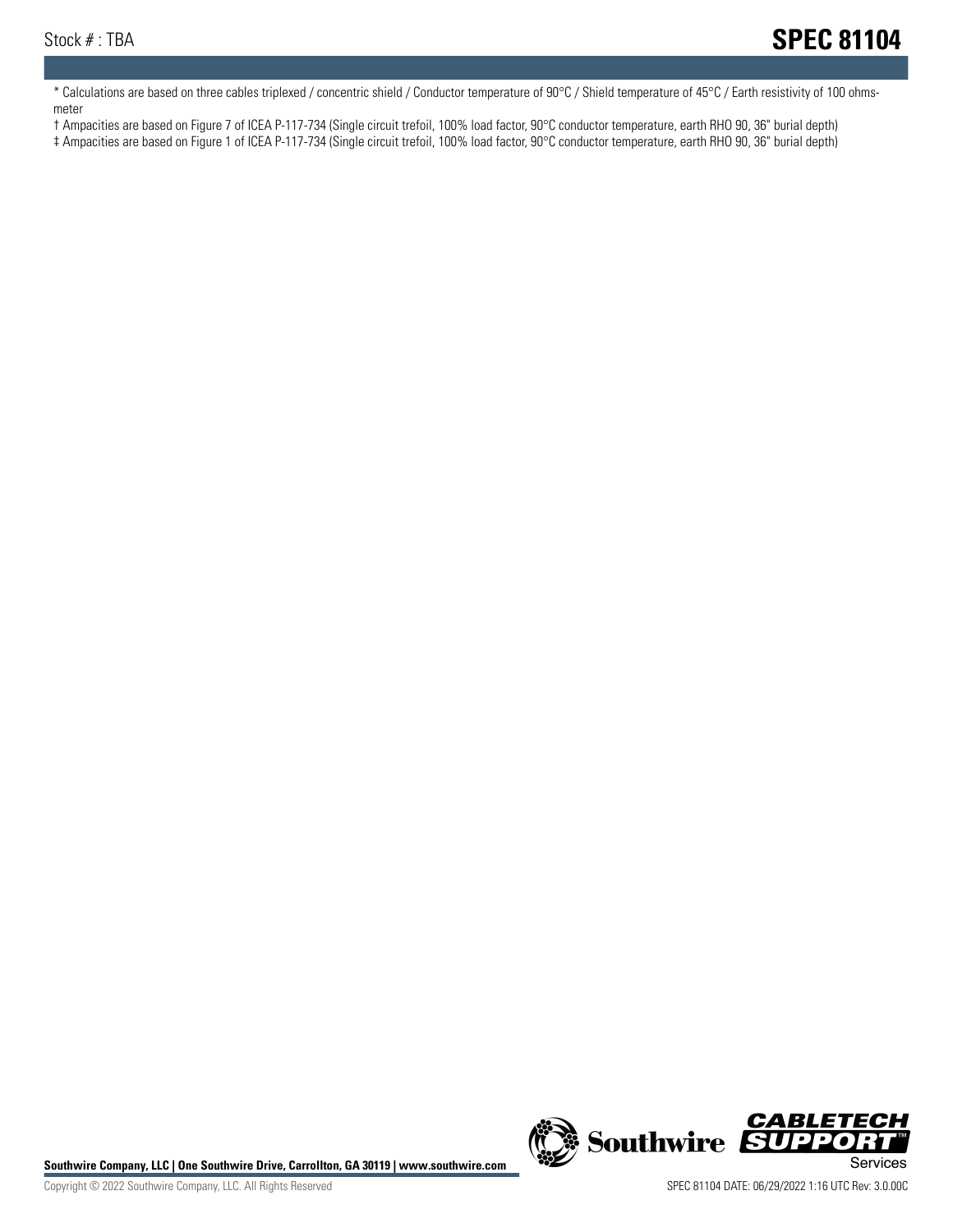* Calculations are based on three cables triplexed / concentric shield / Conductor temperature of 90°C / Shield temperature of 45°C / Earth resistivity of 100 ohms-meter

† Ampacities are based on Figure 7 of ICEA P-117-734 (Single circuit trefoil, 100% load factor, 90°C conductor temperature, earth RHO 90, 36" burial depth)

‡ Ampacities are based on Figure 1 of ICEA P-117-734 (Single circuit trefoil, 100% load factor, 90°C conductor temperature, earth RHO 90, 36" burial depth)